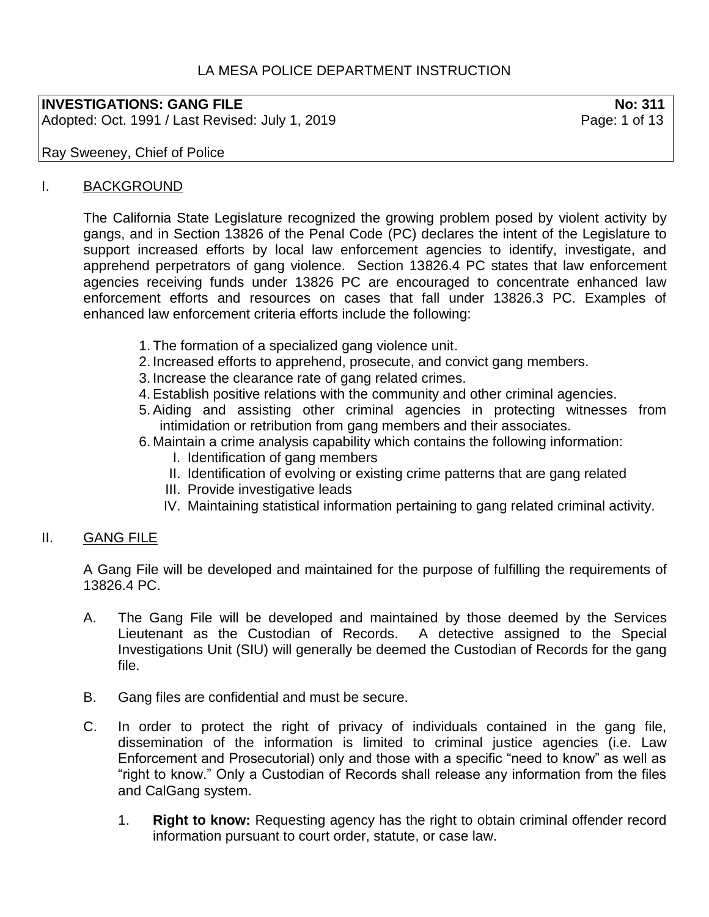LA MESA POLICE DEPARTMENT INSTRUCTION

**INVESTIGATIONS: GANG FILE** **No: 311**
Adopted: Oct. 1991 / Last Revised: July 1, 2019

Ray Sweeney, Chief of Police

## I. BACKGROUND

The California State Legislature recognized the growing problem posed by violent activity by gangs, and in Section 13826 of the Penal Code (PC) declares the intent of the Legislature to support increased efforts by local law enforcement agencies to identify, investigate, and apprehend perpetrators of gang violence. Section 13826.4 PC states that law enforcement agencies receiving funds under 13826 PC are encouraged to concentrate enhanced law enforcement efforts and resources on cases that fall under 13826.3 PC. Examples of enhanced law enforcement criteria efforts include the following:

1. The formation of a specialized gang violence unit.
2. Increased efforts to apprehend, prosecute, and convict gang members.
3. Increase the clearance rate of gang related crimes.
4. Establish positive relations with the community and other criminal agencies.
5. Aiding and assisting other criminal agencies in protecting witnesses from intimidation or retribution from gang members and their associates.
6. Maintain a crime analysis capability which contains the following information:
   - I. Identification of gang members
   - II. Identification of evolving or existing crime patterns that are gang related
   - III. Provide investigative leads
   - IV. Maintaining statistical information pertaining to gang related criminal activity.

## II. GANG FILE

A Gang File will be developed and maintained for the purpose of fulfilling the requirements of 13826.4 PC.

A. The Gang File will be developed and maintained by those deemed by the Services Lieutenant as the Custodian of Records. A detective assigned to the Special Investigations Unit (SIU) will generally be deemed the Custodian of Records for the gang file.

B. Gang files are confidential and must be secure.

C. In order to protect the right of privacy of individuals contained in the gang file, dissemination of the information is limited to criminal justice agencies (i.e. Law Enforcement and Prosecutorial) only and those with a specific "need to know" as well as "right to know." Only a Custodian of Records shall release any information from the files and CalGang system.

1. **Right to know:** Requesting agency has the right to obtain criminal offender record information pursuant to court order, statute, or case law.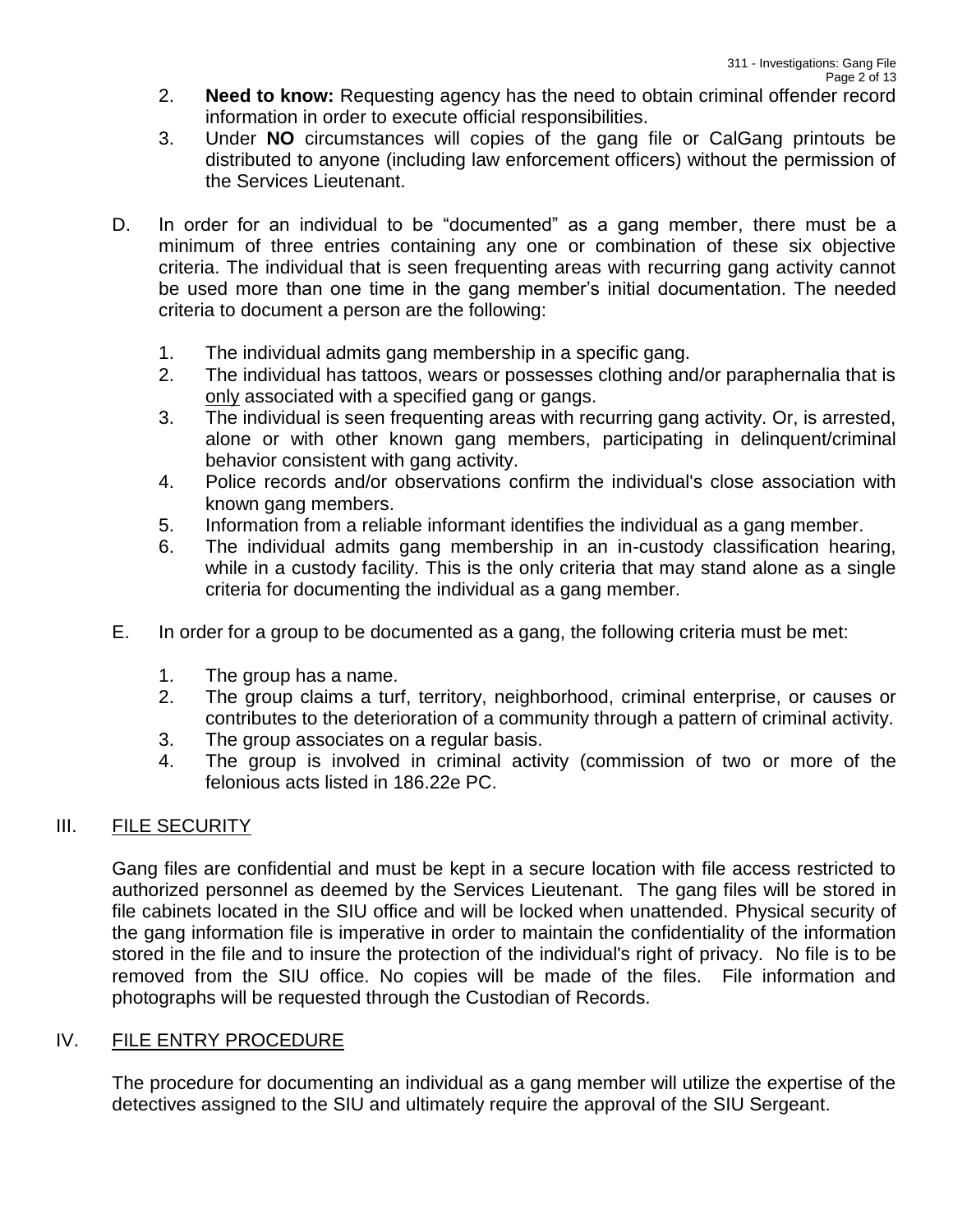2. **Need to know:** Requesting agency has the need to obtain criminal offender record information in order to execute official responsibilities.
3. Under **NO** circumstances will copies of the gang file or CalGang printouts be distributed to anyone (including law enforcement officers) without the permission of the Services Lieutenant.

D. In order for an individual to be "documented" as a gang member, there must be a minimum of three entries containing any one or combination of these six objective criteria. The individual that is seen frequenting areas with recurring gang activity cannot be used more than one time in the gang member's initial documentation. The needed criteria to document a person are the following:

1. The individual admits gang membership in a specific gang.
2. The individual has tattoos, wears or possesses clothing and/or paraphernalia that is only associated with a specified gang or gangs.
3. The individual is seen frequenting areas with recurring gang activity. Or, is arrested, alone or with other known gang members, participating in delinquent/criminal behavior consistent with gang activity.
4. Police records and/or observations confirm the individual's close association with known gang members.
5. Information from a reliable informant identifies the individual as a gang member.
6. The individual admits gang membership in an in-custody classification hearing, while in a custody facility. This is the only criteria that may stand alone as a single criteria for documenting the individual as a gang member.

E. In order for a group to be documented as a gang, the following criteria must be met:

1. The group has a name.
2. The group claims a turf, territory, neighborhood, criminal enterprise, or causes or contributes to the deterioration of a community through a pattern of criminal activity.
3. The group associates on a regular basis.
4. The group is involved in criminal activity (commission of two or more of the felonious acts listed in 186.22e PC.

## III. FILE SECURITY

Gang files are confidential and must be kept in a secure location with file access restricted to authorized personnel as deemed by the Services Lieutenant. The gang files will be stored in file cabinets located in the SIU office and will be locked when unattended. Physical security of the gang information file is imperative in order to maintain the confidentiality of the information stored in the file and to insure the protection of the individual's right of privacy. No file is to be removed from the SIU office. No copies will be made of the files. File information and photographs will be requested through the Custodian of Records.

## IV. FILE ENTRY PROCEDURE

The procedure for documenting an individual as a gang member will utilize the expertise of the detectives assigned to the SIU and ultimately require the approval of the SIU Sergeant.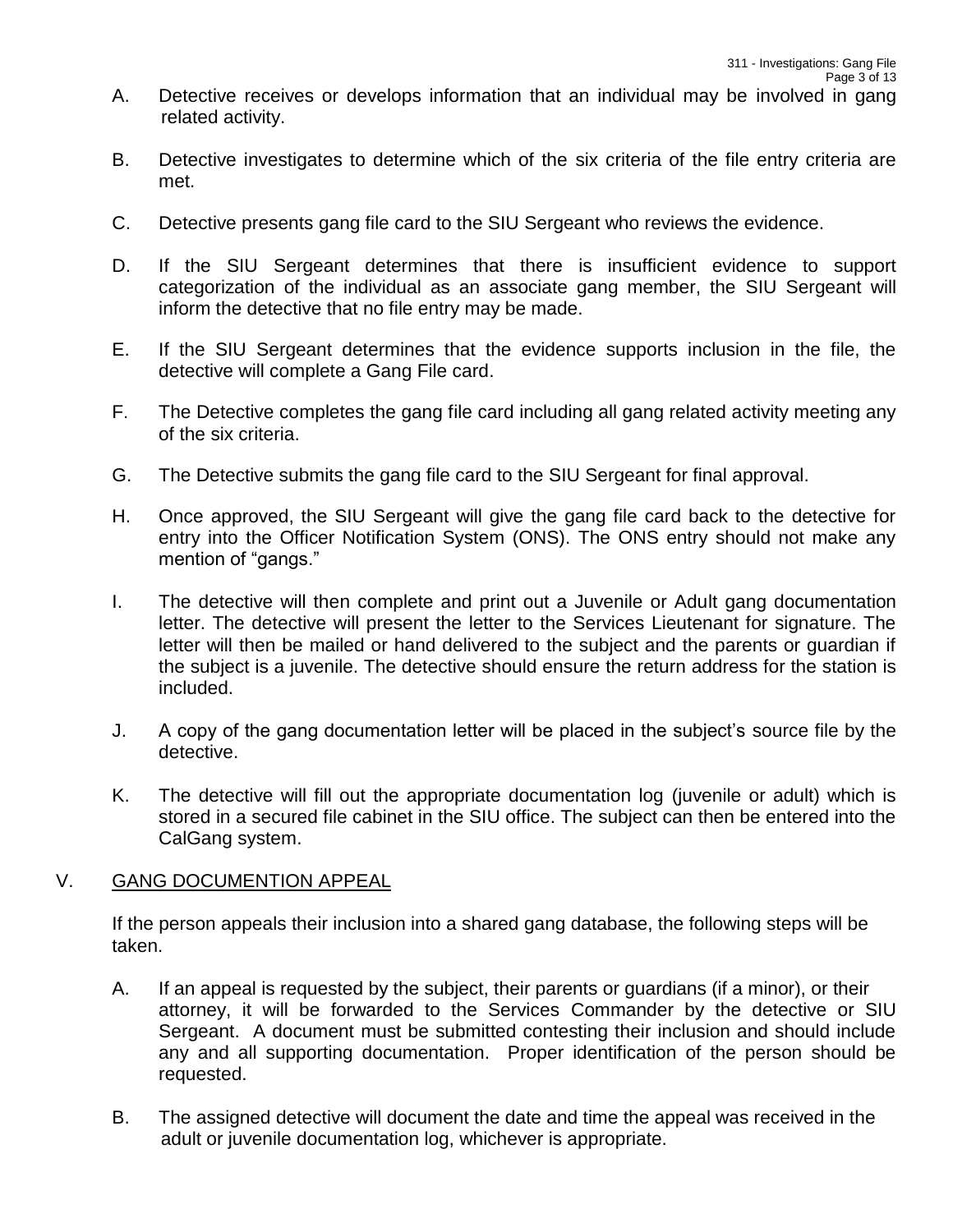A. Detective receives or develops information that an individual may be involved in gang related activity.

B. Detective investigates to determine which of the six criteria of the file entry criteria are met.

C. Detective presents gang file card to the SIU Sergeant who reviews the evidence.

D. If the SIU Sergeant determines that there is insufficient evidence to support categorization of the individual as an associate gang member, the SIU Sergeant will inform the detective that no file entry may be made.

E. If the SIU Sergeant determines that the evidence supports inclusion in the file, the detective will complete a Gang File card.

F. The Detective completes the gang file card including all gang related activity meeting any of the six criteria.

G. The Detective submits the gang file card to the SIU Sergeant for final approval.

H. Once approved, the SIU Sergeant will give the gang file card back to the detective for entry into the Officer Notification System (ONS). The ONS entry should not make any mention of "gangs."

I. The detective will then complete and print out a Juvenile or Adult gang documentation letter. The detective will present the letter to the Services Lieutenant for signature. The letter will then be mailed or hand delivered to the subject and the parents or guardian if the subject is a juvenile. The detective should ensure the return address for the station is included.

J. A copy of the gang documentation letter will be placed in the subject's source file by the detective.

K. The detective will fill out the appropriate documentation log (juvenile or adult) which is stored in a secured file cabinet in the SIU office. The subject can then be entered into the CalGang system.

## V. GANG DOCUMENTION APPEAL

If the person appeals their inclusion into a shared gang database, the following steps will be taken.

A. If an appeal is requested by the subject, their parents or guardians (if a minor), or their attorney, it will be forwarded to the Services Commander by the detective or SIU Sergeant. A document must be submitted contesting their inclusion and should include any and all supporting documentation. Proper identification of the person should be requested.

B. The assigned detective will document the date and time the appeal was received in the adult or juvenile documentation log, whichever is appropriate.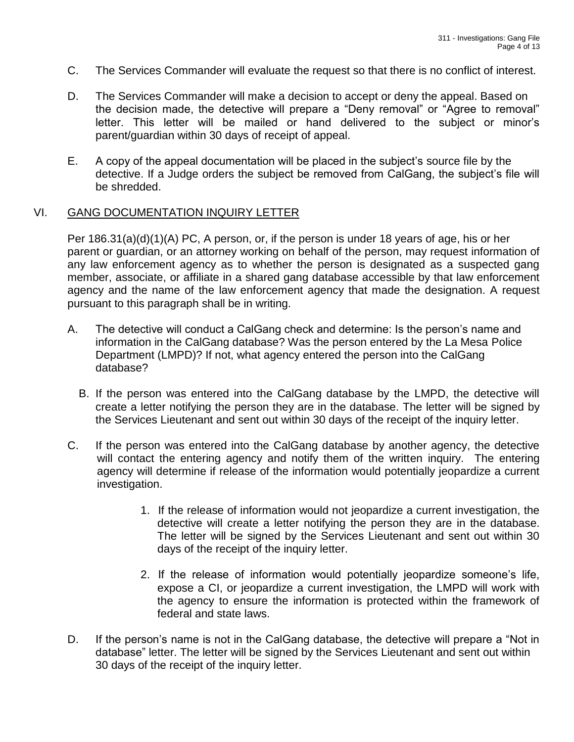C. The Services Commander will evaluate the request so that there is no conflict of interest.

D. The Services Commander will make a decision to accept or deny the appeal. Based on the decision made, the detective will prepare a "Deny removal" or "Agree to removal" letter. This letter will be mailed or hand delivered to the subject or minor's parent/guardian within 30 days of receipt of appeal.

E. A copy of the appeal documentation will be placed in the subject's source file by the detective. If a Judge orders the subject be removed from CalGang, the subject's file will be shredded.

## VI. GANG DOCUMENTATION INQUIRY LETTER

Per 186.31(a)(d)(1)(A) PC, A person, or, if the person is under 18 years of age, his or her parent or guardian, or an attorney working on behalf of the person, may request information of any law enforcement agency as to whether the person is designated as a suspected gang member, associate, or affiliate in a shared gang database accessible by that law enforcement agency and the name of the law enforcement agency that made the designation. A request pursuant to this paragraph shall be in writing.

A. The detective will conduct a CalGang check and determine: Is the person's name and information in the CalGang database? Was the person entered by the La Mesa Police Department (LMPD)? If not, what agency entered the person into the CalGang database?

B. If the person was entered into the CalGang database by the LMPD, the detective will create a letter notifying the person they are in the database. The letter will be signed by the Services Lieutenant and sent out within 30 days of the receipt of the inquiry letter.

C. If the person was entered into the CalGang database by another agency, the detective will contact the entering agency and notify them of the written inquiry. The entering agency will determine if release of the information would potentially jeopardize a current investigation.

   1. If the release of information would not jeopardize a current investigation, the detective will create a letter notifying the person they are in the database. The letter will be signed by the Services Lieutenant and sent out within 30 days of the receipt of the inquiry letter.

   2. If the release of information would potentially jeopardize someone's life, expose a CI, or jeopardize a current investigation, the LMPD will work with the agency to ensure the information is protected within the framework of federal and state laws.

D. If the person's name is not in the CalGang database, the detective will prepare a "Not in database" letter. The letter will be signed by the Services Lieutenant and sent out within 30 days of the receipt of the inquiry letter.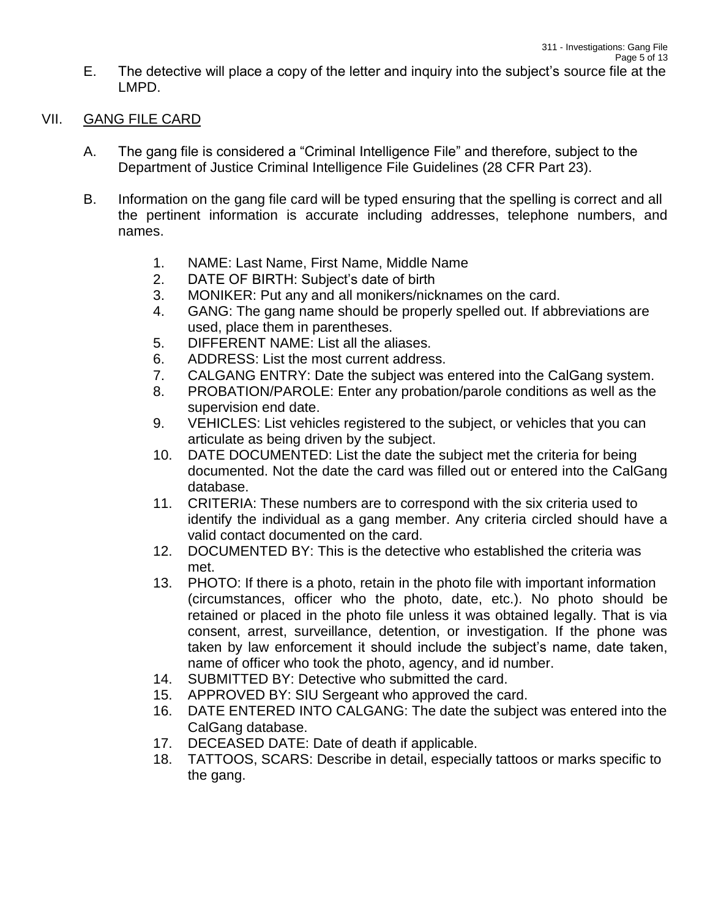E. The detective will place a copy of the letter and inquiry into the subject's source file at the LMPD.

## VII. GANG FILE CARD

A. The gang file is considered a "Criminal Intelligence File" and therefore, subject to the Department of Justice Criminal Intelligence File Guidelines (28 CFR Part 23).

B. Information on the gang file card will be typed ensuring that the spelling is correct and all the pertinent information is accurate including addresses, telephone numbers, and names.

1. NAME: Last Name, First Name, Middle Name
2. DATE OF BIRTH: Subject's date of birth
3. MONIKER: Put any and all monikers/nicknames on the card.
4. GANG: The gang name should be properly spelled out. If abbreviations are used, place them in parentheses.
5. DIFFERENT NAME: List all the aliases.
6. ADDRESS: List the most current address.
7. CALGANG ENTRY: Date the subject was entered into the CalGang system.
8. PROBATION/PAROLE: Enter any probation/parole conditions as well as the supervision end date.
9. VEHICLES: List vehicles registered to the subject, or vehicles that you can articulate as being driven by the subject.
10. DATE DOCUMENTED: List the date the subject met the criteria for being documented. Not the date the card was filled out or entered into the CalGang database.
11. CRITERIA: These numbers are to correspond with the six criteria used to identify the individual as a gang member. Any criteria circled should have a valid contact documented on the card.
12. DOCUMENTED BY: This is the detective who established the criteria was met.
13. PHOTO: If there is a photo, retain in the photo file with important information (circumstances, officer who the photo, date, etc.). No photo should be retained or placed in the photo file unless it was obtained legally. That is via consent, arrest, surveillance, detention, or investigation. If the phone was taken by law enforcement it should include the subject's name, date taken, name of officer who took the photo, agency, and id number.
14. SUBMITTED BY: Detective who submitted the card.
15. APPROVED BY: SIU Sergeant who approved the card.
16. DATE ENTERED INTO CALGANG: The date the subject was entered into the CalGang database.
17. DECEASED DATE: Date of death if applicable.
18. TATTOOS, SCARS: Describe in detail, especially tattoos or marks specific to the gang.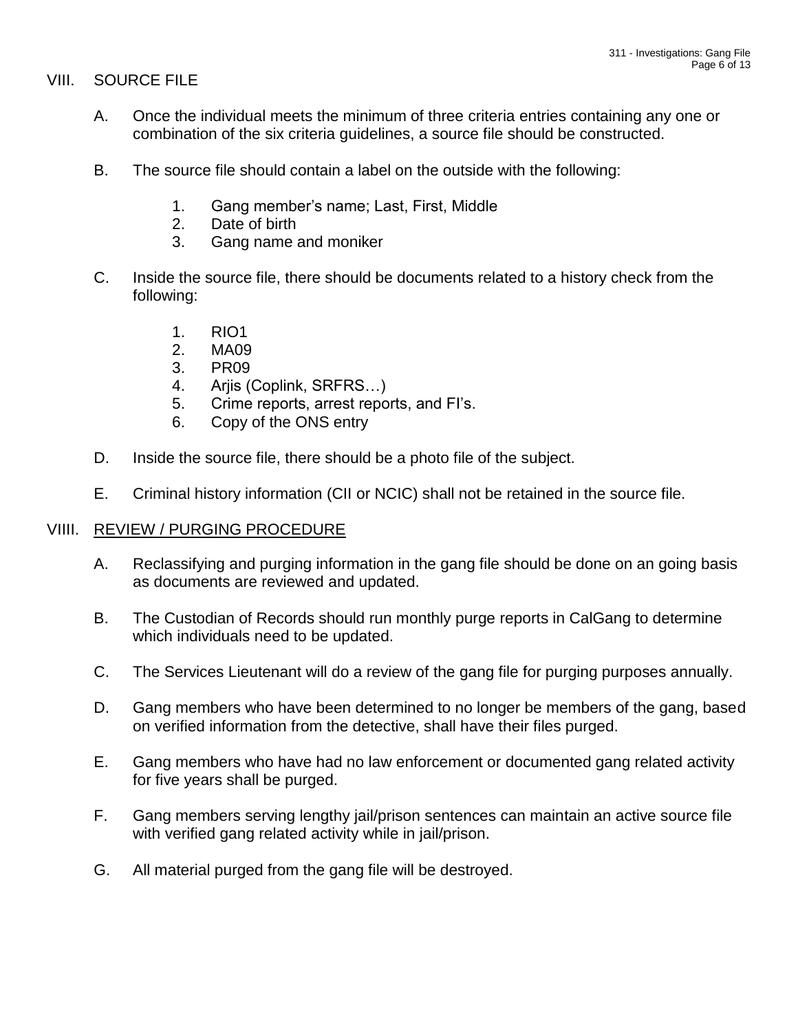## VIII. SOURCE FILE

A. Once the individual meets the minimum of three criteria entries containing any one or combination of the six criteria guidelines, a source file should be constructed.

B. The source file should contain a label on the outside with the following:

1. Gang member's name; Last, First, Middle
2. Date of birth
3. Gang name and moniker

C. Inside the source file, there should be documents related to a history check from the following:

1. RIO1
2. MA09
3. PR09
4. Arjis (Coplink, SRFRS…)
5. Crime reports, arrest reports, and FI's.
6. Copy of the ONS entry

D. Inside the source file, there should be a photo file of the subject.

E. Criminal history information (CII or NCIC) shall not be retained in the source file.

## VIIII. REVIEW / PURGING PROCEDURE

A. Reclassifying and purging information in the gang file should be done on an going basis as documents are reviewed and updated.

B. The Custodian of Records should run monthly purge reports in CalGang to determine which individuals need to be updated.

C. The Services Lieutenant will do a review of the gang file for purging purposes annually.

D. Gang members who have been determined to no longer be members of the gang, based on verified information from the detective, shall have their files purged.

E. Gang members who have had no law enforcement or documented gang related activity for five years shall be purged.

F. Gang members serving lengthy jail/prison sentences can maintain an active source file with verified gang related activity while in jail/prison.

G. All material purged from the gang file will be destroyed.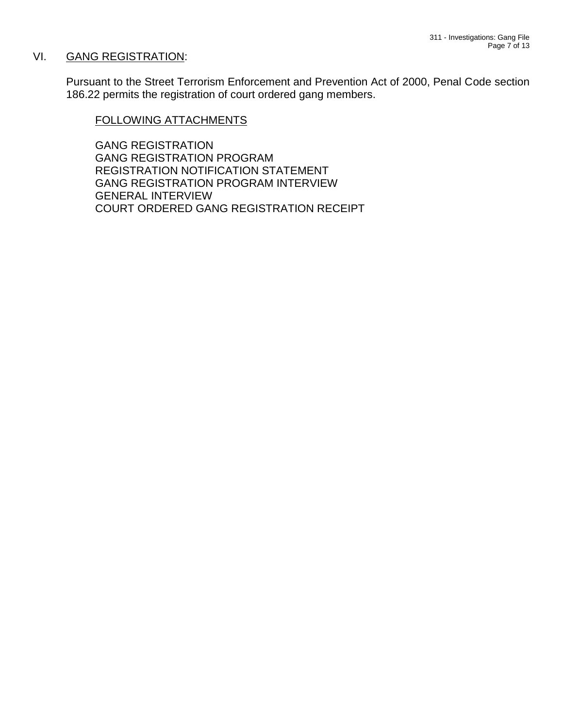## VI. GANG REGISTRATION:

Pursuant to the Street Terrorism Enforcement and Prevention Act of 2000, Penal Code section 186.22 permits the registration of court ordered gang members.

FOLLOWING ATTACHMENTS

GANG REGISTRATION
GANG REGISTRATION PROGRAM
REGISTRATION NOTIFICATION STATEMENT
GANG REGISTRATION PROGRAM INTERVIEW
GENERAL INTERVIEW
COURT ORDERED GANG REGISTRATION RECEIPT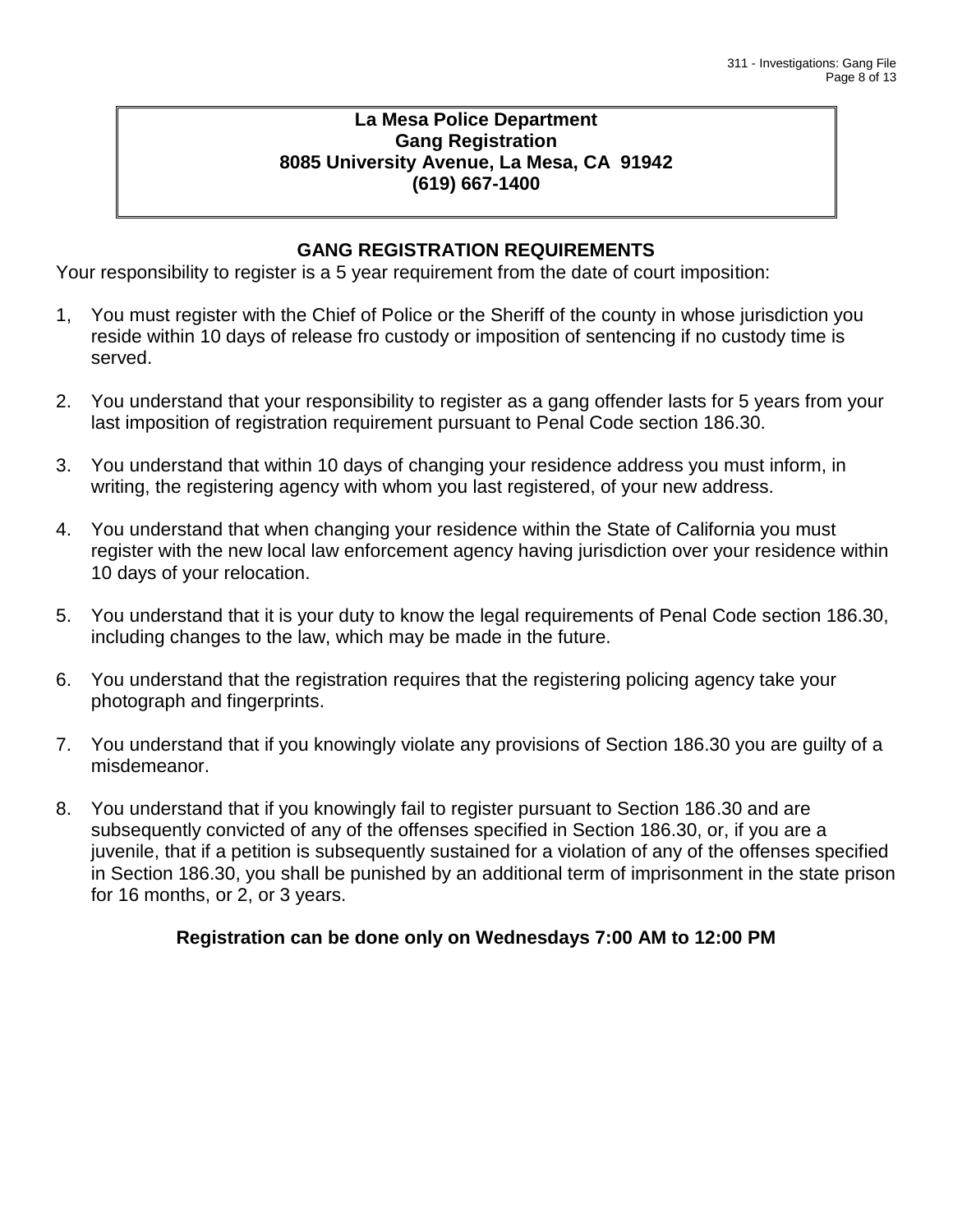**La Mesa Police Department**
**Gang Registration**
**8085 University Avenue, La Mesa, CA 91942**
**(619) 667-1400**

## GANG REGISTRATION REQUIREMENTS

Your responsibility to register is a 5 year requirement from the date of court imposition:

1, You must register with the Chief of Police or the Sheriff of the county in whose jurisdiction you reside within 10 days of release fro custody or imposition of sentencing if no custody time is served.

2. You understand that your responsibility to register as a gang offender lasts for 5 years from your last imposition of registration requirement pursuant to Penal Code section 186.30.

3. You understand that within 10 days of changing your residence address you must inform, in writing, the registering agency with whom you last registered, of your new address.

4. You understand that when changing your residence within the State of California you must register with the new local law enforcement agency having jurisdiction over your residence within 10 days of your relocation.

5. You understand that it is your duty to know the legal requirements of Penal Code section 186.30, including changes to the law, which may be made in the future.

6. You understand that the registration requires that the registering policing agency take your photograph and fingerprints.

7. You understand that if you knowingly violate any provisions of Section 186.30 you are guilty of a misdemeanor.

8. You understand that if you knowingly fail to register pursuant to Section 186.30 and are subsequently convicted of any of the offenses specified in Section 186.30, or, if you are a juvenile, that if a petition is subsequently sustained for a violation of any of the offenses specified in Section 186.30, you shall be punished by an additional term of imprisonment in the state prison for 16 months, or 2, or 3 years.

**Registration can be done only on Wednesdays 7:00 AM to 12:00 PM**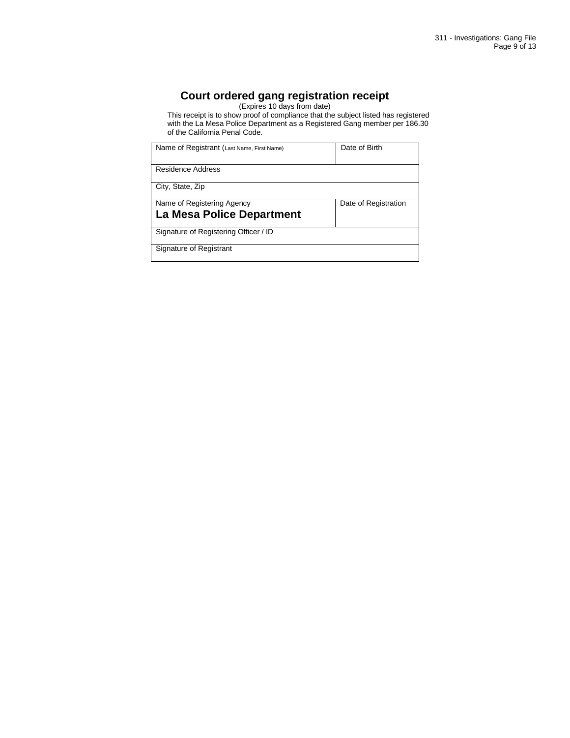## Court ordered gang registration receipt

(Expires 10 days from date)

This receipt is to show proof of compliance that the subject listed has registered with the La Mesa Police Department as a Registered Gang member per 186.30 of the California Penal Code.

| Name of Registrant (Last Name, First Name) | Date of Birth |
|---|---|
| Residence Address | |
| City, State, Zip | |
| Name of Registering Agency<br>**La Mesa Police Department** | Date of Registration |
| Signature of Registering Officer / ID | |
| Signature of Registrant | |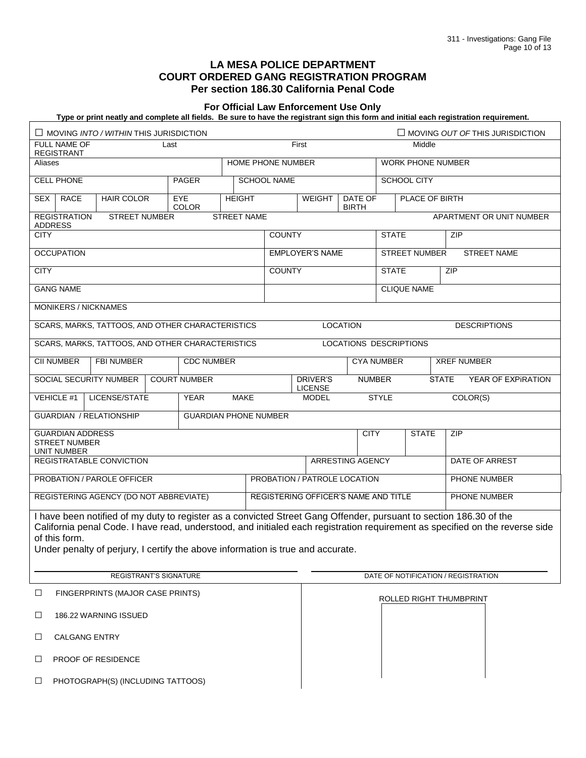# LA MESA POLICE DEPARTMENT
## COURT ORDERED GANG REGISTRATION PROGRAM
### Per section 186.30 California Penal Code

**For Official Law Enforcement Use Only**

**Type or print neatly and complete all fields. Be sure to have the registrant sign this form and initial each registration requirement.**

☐ MOVING *INTO / WITHIN* THIS JURISDICTION ☐ MOVING *OUT OF* THIS JURISDICTION

| | | | |
|---|---|---|---|
| FULL NAME OF REGISTRANT | Last | First | Middle |
| Aliases | HOME PHONE NUMBER | WORK PHONE NUMBER | |
| CELL PHONE | PAGER | SCHOOL NAME | SCHOOL CITY |
| SEX / RACE / HAIR COLOR / EYE COLOR | HEIGHT / WEIGHT | DATE OF BIRTH | PLACE OF BIRTH |
| REGISTRATION ADDRESS / STREET NUMBER | STREET NAME | | APARTMENT OR UNIT NUMBER |
| CITY | COUNTY | STATE | ZIP |
| OCCUPATION | EMPLOYER'S NAME | STREET NUMBER | STREET NAME |
| CITY | COUNTY | STATE | ZIP |
| GANG NAME | | CLIQUE NAME | |
| MONIKERS / NICKNAMES | | | |
| SCARS, MARKS, TATTOOS, AND OTHER CHARACTERISTICS | LOCATION | DESCRIPTIONS | |
| SCARS, MARKS, TATTOOS, AND OTHER CHARACTERISTICS | LOCATIONS DESCRIPTIONS | | |
| CII NUMBER / FBI NUMBER | CDC NUMBER | CYA NUMBER | XREF NUMBER |
| SOCIAL SECURITY NUMBER / COURT NUMBER | DRIVER'S LICENSE | NUMBER / STATE | YEAR OF EXPiRATION |
| VEHICLE #1 / LICENSE/STATE | YEAR / MAKE / MODEL | STYLE | COLOR(S) |
| GUARDIAN / RELATIONSHIP | GUARDIAN PHONE NUMBER | | |
| GUARDIAN ADDRESS STREET NUMBER UNIT NUMBER | CITY | STATE | ZIP |
| REGISTRATABLE CONVICTION | ARRESTING AGENCY | | DATE OF ARREST |
| PROBATION / PAROLE OFFICER | PROBATION / PATROLE LOCATION | | PHONE NUMBER |
| REGISTERING AGENCY (DO NOT ABBREVIATE) | REGISTERING OFFICER'S NAME AND TITLE | | PHONE NUMBER |

I have been notified of my duty to register as a convicted Street Gang Offender, pursuant to section 186.30 of the California penal Code. I have read, understood, and initialed each registration requirement as specified on the reverse side of this form.

Under penalty of perjury, I certify the above information is true and accurate.

_______________________________ REGISTRANT'S SIGNATURE

_______________________________ DATE OF NOTIFICATION / REGISTRATION

☐ FINGERPRINTS (MAJOR CASE PRINTS)

☐ 186.22 WARNING ISSUED

☐ CALGANG ENTRY

☐ PROOF OF RESIDENCE

☐ PHOTOGRAPH(S) (INCLUDING TATTOOS)

ROLLED RIGHT THUMBPRINT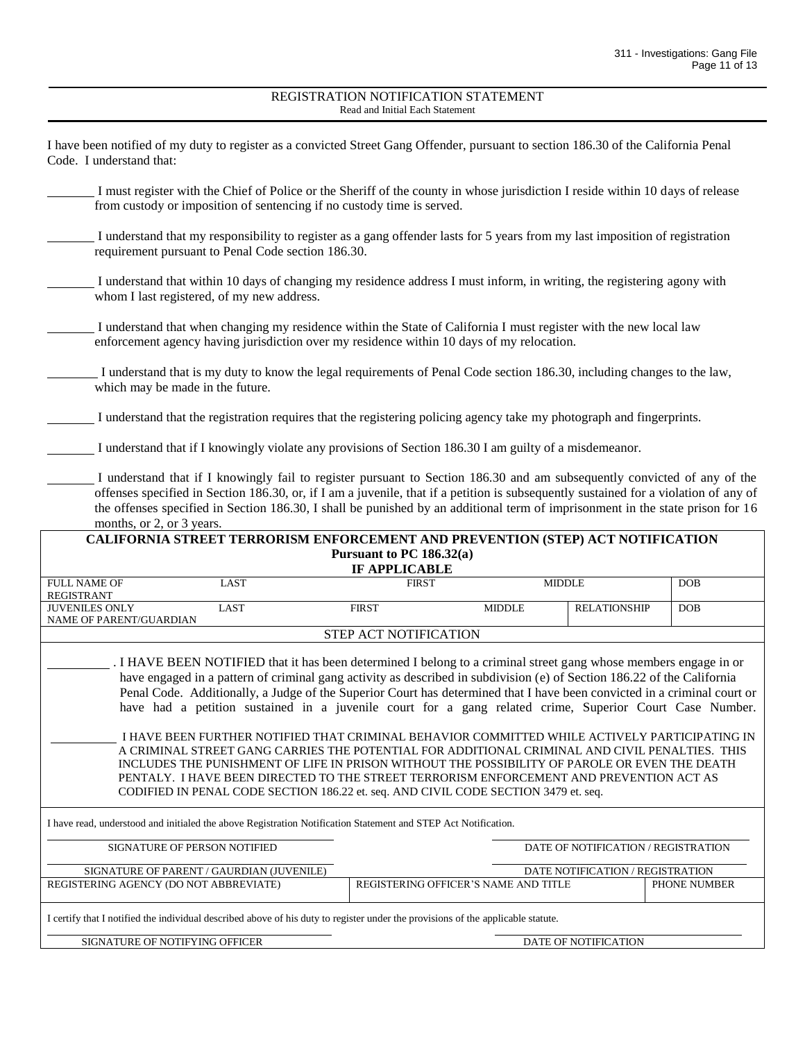## REGISTRATION NOTIFICATION STATEMENT

Read and Initial Each Statement

I have been notified of my duty to register as a convicted Street Gang Offender, pursuant to section 186.30 of the California Penal Code. I understand that:

________ I must register with the Chief of Police or the Sheriff of the county in whose jurisdiction I reside within 10 days of release from custody or imposition of sentencing if no custody time is served.

________ I understand that my responsibility to register as a gang offender lasts for 5 years from my last imposition of registration requirement pursuant to Penal Code section 186.30.

________ I understand that within 10 days of changing my residence address I must inform, in writing, the registering agony with whom I last registered, of my new address.

________ I understand that when changing my residence within the State of California I must register with the new local law enforcement agency having jurisdiction over my residence within 10 days of my relocation.

________ I understand that is my duty to know the legal requirements of Penal Code section 186.30, including changes to the law, which may be made in the future.

________ I understand that the registration requires that the registering policing agency take my photograph and fingerprints.

________ I understand that if I knowingly violate any provisions of Section 186.30 I am guilty of a misdemeanor.

________ I understand that if I knowingly fail to register pursuant to Section 186.30 and am subsequently convicted of any of the offenses specified in Section 186.30, or, if I am a juvenile, that if a petition is subsequently sustained for a violation of any of the offenses specified in Section 186.30, I shall be punished by an additional term of imprisonment in the state prison for 16 months, or 2, or 3 years.

### CALIFORNIA STREET TERRORISM ENFORCEMENT AND PREVENTION (STEP) ACT NOTIFICATION

**Pursuant to PC 186.32(a)**

**IF APPLICABLE**

| FULL NAME OF REGISTRANT | LAST | FIRST | MIDDLE | | DOB |
|---|---|---|---|---|---|
| JUVENILES ONLY NAME OF PARENT/GUARDIAN | LAST | FIRST | MIDDLE | RELATIONSHIP | DOB |

STEP ACT NOTIFICATION

__________ . I HAVE BEEN NOTIFIED that it has been determined I belong to a criminal street gang whose members engage in or have engaged in a pattern of criminal gang activity as described in subdivision (e) of Section 186.22 of the California Penal Code. Additionally, a Judge of the Superior Court has determined that I have been convicted in a criminal court or have had a petition sustained in a juvenile court for a gang related crime, Superior Court Case Number.

__________ I HAVE BEEN FURTHER NOTIFIED THAT CRIMINAL BEHAVIOR COMMITTED WHILE ACTIVELY PARTICIPATING IN A CRIMINAL STREET GANG CARRIES THE POTENTIAL FOR ADDITIONAL CRIMINAL AND CIVIL PENALTIES. THIS INCLUDES THE PUNISHMENT OF LIFE IN PRISON WITHOUT THE POSSIBILITY OF PAROLE OR EVEN THE DEATH PENTALY. I HAVE BEEN DIRECTED TO THE STREET TERRORISM ENFORCEMENT AND PREVENTION ACT AS CODIFIED IN PENAL CODE SECTION 186.22 et. seq. AND CIVIL CODE SECTION 3479 et. seq.

I have read, understood and initialed the above Registration Notification Statement and STEP Act Notification.

| | |
|---|---|
| SIGNATURE OF PERSON NOTIFIED | DATE OF NOTIFICATION / REGISTRATION |
| SIGNATURE OF PARENT / GAURDIAN (JUVENILE) | DATE NOTIFICATION / REGISTRATION |

| REGISTERING AGENCY (DO NOT ABBREVIATE) | REGISTERING OFFICER'S NAME AND TITLE | PHONE NUMBER |
|---|---|---|
| | | |

I certify that I notified the individual described above of his duty to register under the provisions of the applicable statute.

| | |
|---|---|
| SIGNATURE OF NOTIFYING OFFICER | DATE OF NOTIFICATION |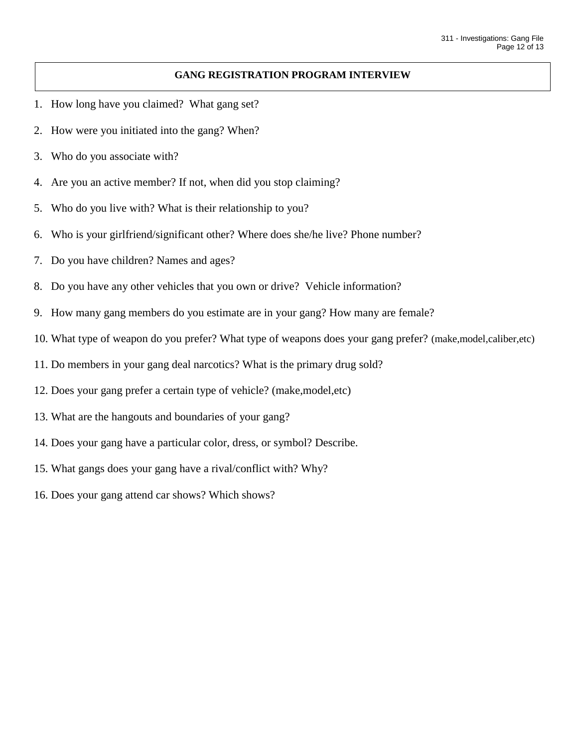## GANG REGISTRATION PROGRAM INTERVIEW

1. How long have you claimed? What gang set?
2. How were you initiated into the gang? When?
3. Who do you associate with?
4. Are you an active member? If not, when did you stop claiming?
5. Who do you live with? What is their relationship to you?
6. Who is your girlfriend/significant other? Where does she/he live? Phone number?
7. Do you have children? Names and ages?
8. Do you have any other vehicles that you own or drive? Vehicle information?
9. How many gang members do you estimate are in your gang? How many are female?
10. What type of weapon do you prefer? What type of weapons does your gang prefer? (make,model,caliber,etc)
11. Do members in your gang deal narcotics? What is the primary drug sold?
12. Does your gang prefer a certain type of vehicle? (make,model,etc)
13. What are the hangouts and boundaries of your gang?
14. Does your gang have a particular color, dress, or symbol? Describe.
15. What gangs does your gang have a rival/conflict with? Why?
16. Does your gang attend car shows? Which shows?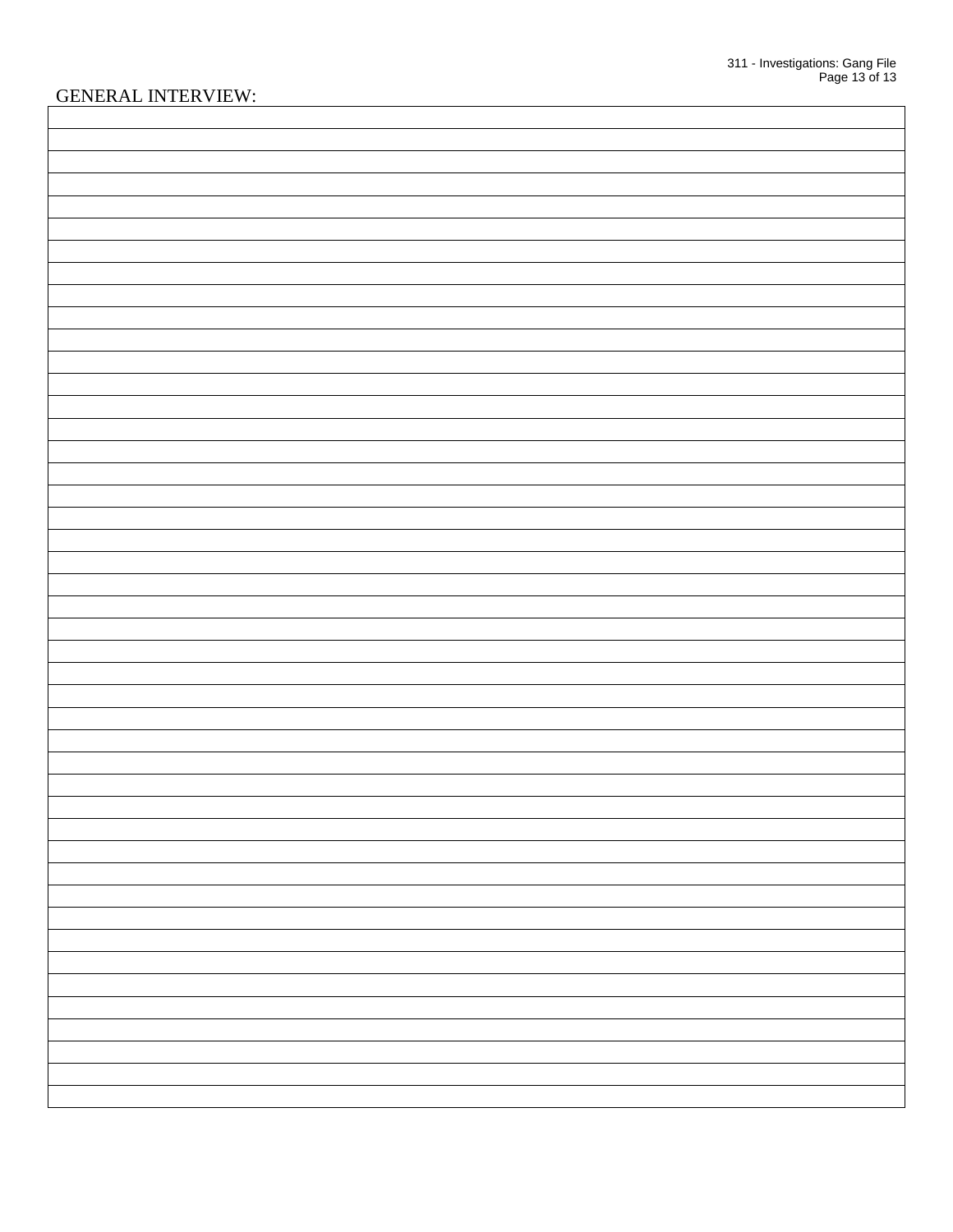GENERAL INTERVIEW: